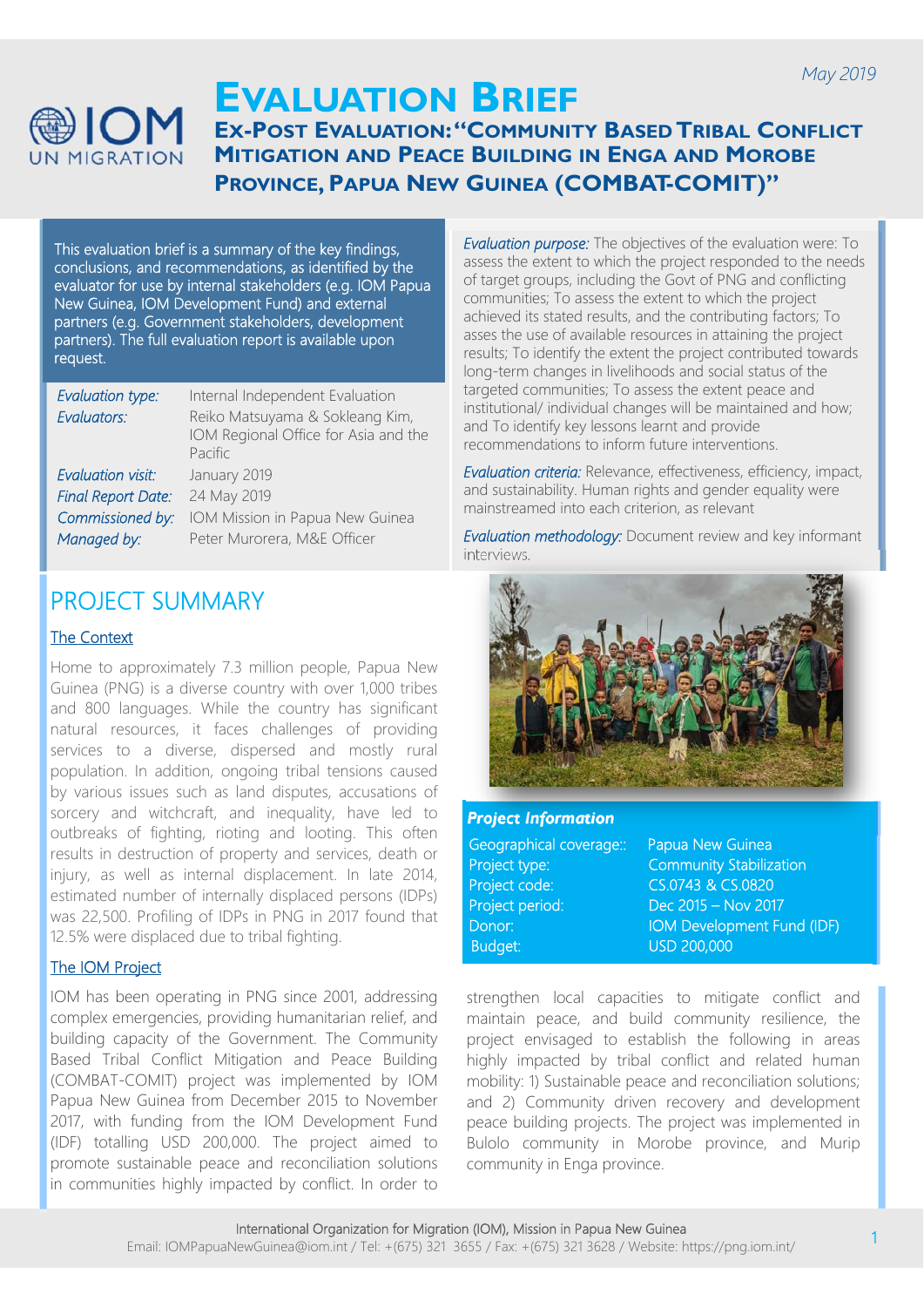May 2019

# Evaluation Brief

## Ex-Post Evaluation: "Community Based Tribal Conflict Mitigation and Peace Building in Enga and Morobe Province, Papua New Guinea (COMBAT-COMIT)"

This evaluation brief is a summary of the key findings, conclusions, and recommendations, as identified by the evaluator for use by internal stakeholders (e.g. IOM Papua New Guinea, IOM Development Fund) and external partners (e.g. Government stakeholders, development partners). The full evaluation report is available upon request.

| | |
|---|---|
| *Evaluation type:* | Internal Independent Evaluation |
| *Evaluators:* | Reiko Matsuyama & Sokleang Kim, IOM Regional Office for Asia and the Pacific |
| *Evaluation visit:* | January 2019 |
| *Final Report Date:* | 24 May 2019 |
| *Commissioned by:* | IOM Mission in Papua New Guinea |
| *Managed by:* | Peter Murorera, M&E Officer |

*Evaluation purpose:* The objectives of the evaluation were: To assess the extent to which the project responded to the needs of target groups, including the Govt of PNG and conflicting communities; To assess the extent to which the project achieved its stated results, and the contributing factors; To asses the use of available resources in attaining the project results; To identify the extent the project contributed towards long-term changes in livelihoods and social status of the targeted communities; To assess the extent peace and institutional/ individual changes will be maintained and how; and To identify key lessons learnt and provide recommendations to inform future interventions.

*Evaluation criteria:* Relevance, effectiveness, efficiency, impact, and sustainability. Human rights and gender equality were mainstreamed into each criterion, as relevant

*Evaluation methodology:* Document review and key informant interviews.

## PROJECT SUMMARY

### The Context

Home to approximately 7.3 million people, Papua New Guinea (PNG) is a diverse country with over 1,000 tribes and 800 languages. While the country has significant natural resources, it faces challenges of providing services to a diverse, dispersed and mostly rural population. In addition, ongoing tribal tensions caused by various issues such as land disputes, accusations of sorcery and witchcraft, and inequality, have led to outbreaks of fighting, rioting and looting. This often results in destruction of property and services, death or injury, as well as internal displacement. In late 2014, estimated number of internally displaced persons (IDPs) was 22,500. Profiling of IDPs in PNG in 2017 found that 12.5% were displaced due to tribal fighting.

### The IOM Project

IOM has been operating in PNG since 2001, addressing complex emergencies, providing humanitarian relief, and building capacity of the Government. The Community Based Tribal Conflict Mitigation and Peace Building (COMBAT-COMIT) project was implemented by IOM Papua New Guinea from December 2015 to November 2017, with funding from the IOM Development Fund (IDF) totalling USD 200,000. The project aimed to promote sustainable peace and reconciliation solutions in communities highly impacted by conflict. In order to strengthen local capacities to mitigate conflict and maintain peace, and build community resilience, the project envisaged to establish the following in areas highly impacted by tribal conflict and related human mobility: 1) Sustainable peace and reconciliation solutions; and 2) Community driven recovery and development peace building projects. The project was implemented in Bulolo community in Morobe province, and Murip community in Enga province.

**Project Information**

| | |
|---|---|
| Geographical coverage: | Papua New Guinea |
| Project type: | Community Stabilization |
| Project code: | CS.0743 & CS.0820 |
| Project period: | Dec 2015 – Nov 2017 |
| Donor: | IOM Development Fund (IDF) |
| Budget: | USD 200,000 |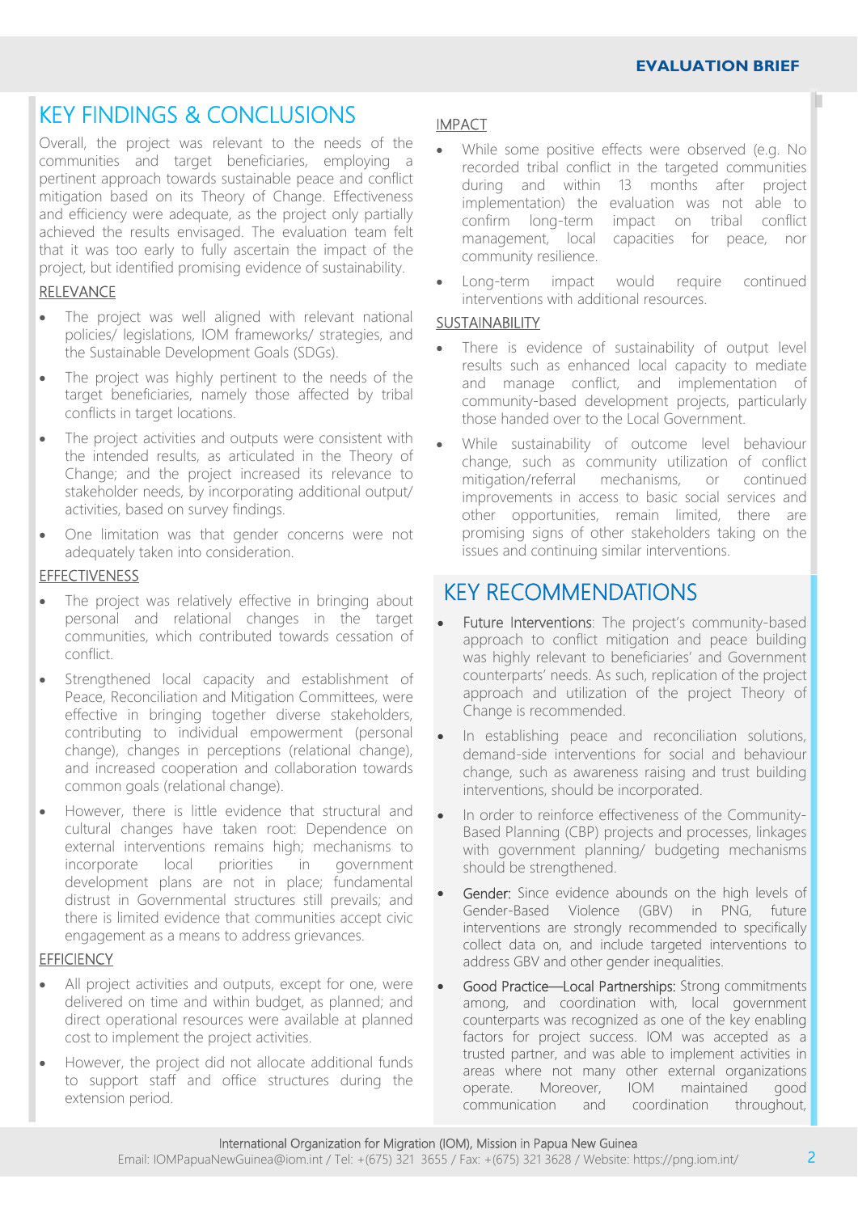## KEY FINDINGS & CONCLUSIONS

Overall, the project was relevant to the needs of the communities and target beneficiaries, employing a pertinent approach towards sustainable peace and conflict mitigation based on its Theory of Change. Effectiveness and efficiency were adequate, as the project only partially achieved the results envisaged. The evaluation team felt that it was too early to fully ascertain the impact of the project, but identified promising evidence of sustainability.

### RELEVANCE

- The project was well aligned with relevant national policies/ legislations, IOM frameworks/ strategies, and the Sustainable Development Goals (SDGs).
- The project was highly pertinent to the needs of the target beneficiaries, namely those affected by tribal conflicts in target locations.
- The project activities and outputs were consistent with the intended results, as articulated in the Theory of Change; and the project increased its relevance to stakeholder needs, by incorporating additional output/ activities, based on survey findings.
- One limitation was that gender concerns were not adequately taken into consideration.

### EFFECTIVENESS

- The project was relatively effective in bringing about personal and relational changes in the target communities, which contributed towards cessation of conflict.
- Strengthened local capacity and establishment of Peace, Reconciliation and Mitigation Committees, were effective in bringing together diverse stakeholders, contributing to individual empowerment (personal change), changes in perceptions (relational change), and increased cooperation and collaboration towards common goals (relational change).
- However, there is little evidence that structural and cultural changes have taken root: Dependence on external interventions remains high; mechanisms to incorporate local priorities in government development plans are not in place; fundamental distrust in Governmental structures still prevails; and there is limited evidence that communities accept civic engagement as a means to address grievances.

### EFFICIENCY

- All project activities and outputs, except for one, were delivered on time and within budget, as planned; and direct operational resources were available at planned cost to implement the project activities.
- However, the project did not allocate additional funds to support staff and office structures during the extension period.

### IMPACT

- While some positive effects were observed (e.g. No recorded tribal conflict in the targeted communities during and within 13 months after project implementation) the evaluation was not able to confirm long-term impact on tribal conflict management, local capacities for peace, nor community resilience.
- Long-term impact would require continued interventions with additional resources.

### SUSTAINABILITY

- There is evidence of sustainability of output level results such as enhanced local capacity to mediate and manage conflict, and implementation of community-based development projects, particularly those handed over to the Local Government.
- While sustainability of outcome level behaviour change, such as community utilization of conflict mitigation/referral mechanisms, or continued improvements in access to basic social services and other opportunities, remain limited, there are promising signs of other stakeholders taking on the issues and continuing similar interventions.

## KEY RECOMMENDATIONS

- Future Interventions: The project's community-based approach to conflict mitigation and peace building was highly relevant to beneficiaries' and Government counterparts' needs. As such, replication of the project approach and utilization of the project Theory of Change is recommended.
- In establishing peace and reconciliation solutions, demand-side interventions for social and behaviour change, such as awareness raising and trust building interventions, should be incorporated.
- In order to reinforce effectiveness of the Community-Based Planning (CBP) projects and processes, linkages with government planning/ budgeting mechanisms should be strengthened.
- Gender: Since evidence abounds on the high levels of Gender-Based Violence (GBV) in PNG, future interventions are strongly recommended to specifically collect data on, and include targeted interventions to address GBV and other gender inequalities.
- Good Practice—Local Partnerships: Strong commitments among, and coordination with, local government counterparts was recognized as one of the key enabling factors for project success. IOM was accepted as a trusted partner, and was able to implement activities in areas where not many other external organizations operate. Moreover, IOM maintained good communication and coordination throughout,